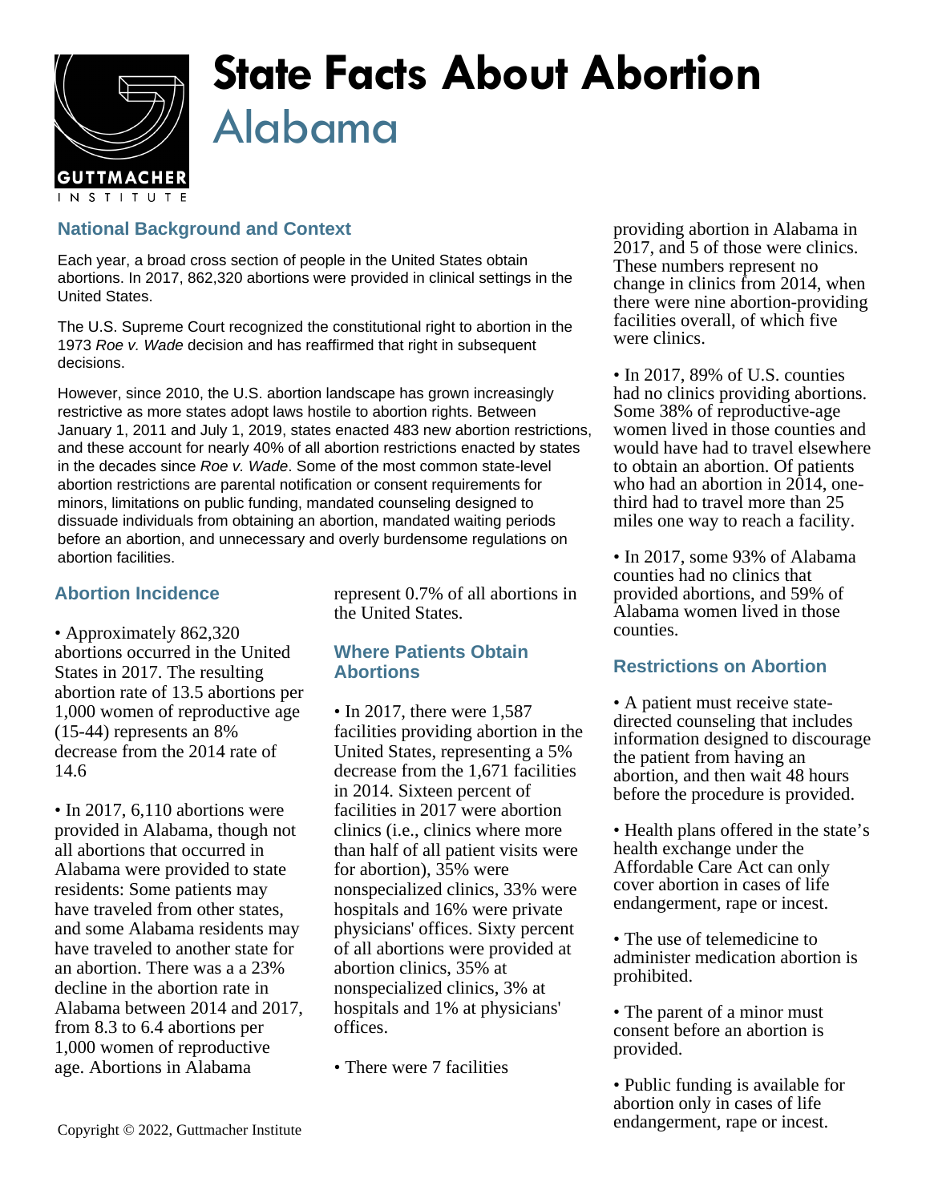# State Facts About Abortion

## Alabama

### National Background and Context

Each year, a broad cross section of people in the United States obtain abortions. In 2017, 862,320 abortions were provided in clinical settings in the United States.

The U.S. Supreme Court recognized the constitutional right to abortion in the 1973 *Roe v. Wade* decision and has reaffirmed that right in subsequent decisions.

However, since 2010, the U.S. abortion landscape has grown increasingly restrictive as more states adopt laws hostile to abortion rights. Between January 1, 2011 and July 1, 2019, states enacted 483 new abortion restrictions, and these account for nearly 40% of all abortion restrictions enacted by states in the decades since *Roe v. Wade*. Some of the most common state-level abortion restrictions are parental notification or consent requirements for minors, limitations on public funding, mandated counseling designed to dissuade individuals from obtaining an abortion, mandated waiting periods before an abortion, and unnecessary and overly burdensome regulations on abortion facilities.

### Abortion Incidence

• Approximately 862,320 abortions occurred in the United States in 2017. The resulting abortion rate of 13.5 abortions per 1,000 women of reproductive age (15-44) represents an 8% decrease from the 2014 rate of 14.6

• In 2017, 6,110 abortions were provided in Alabama, though not all abortions that occurred in Alabama were provided to state residents: Some patients may have traveled from other states, and some Alabama residents may have traveled to another state for an abortion. There was a a 23% decline in the abortion rate in Alabama between 2014 and 2017, from 8.3 to 6.4 abortions per 1,000 women of reproductive age. Abortions in Alabama represent 0.7% of all abortions in the United States.

### Where Patients Obtain Abortions

• In 2017, there were 1,587 facilities providing abortion in the United States, representing a 5% decrease from the 1,671 facilities in 2014. Sixteen percent of facilities in 2017 were abortion clinics (i.e., clinics where more than half of all patient visits were for abortion), 35% were nonspecialized clinics, 33% were hospitals and 16% were private physicians' offices. Sixty percent of all abortions were provided at abortion clinics, 35% at nonspecialized clinics, 3% at hospitals and 1% at physicians' offices.

• There were 7 facilities providing abortion in Alabama in 2017, and 5 of those were clinics. These numbers represent no change in clinics from 2014, when there were nine abortion-providing facilities overall, of which five were clinics.

• In 2017, 89% of U.S. counties had no clinics providing abortions. Some 38% of reproductive-age women lived in those counties and would have had to travel elsewhere to obtain an abortion. Of patients who had an abortion in 2014, one-third had to travel more than 25 miles one way to reach a facility.

• In 2017, some 93% of Alabama counties had no clinics that provided abortions, and 59% of Alabama women lived in those counties.

### Restrictions on Abortion

• A patient must receive state-directed counseling that includes information designed to discourage the patient from having an abortion, and then wait 48 hours before the procedure is provided.

• Health plans offered in the state's health exchange under the Affordable Care Act can only cover abortion in cases of life endangerment, rape or incest.

• The use of telemedicine to administer medication abortion is prohibited.

• The parent of a minor must consent before an abortion is provided.

• Public funding is available for abortion only in cases of life endangerment, rape or incest.

Copyright © 2022, Guttmacher Institute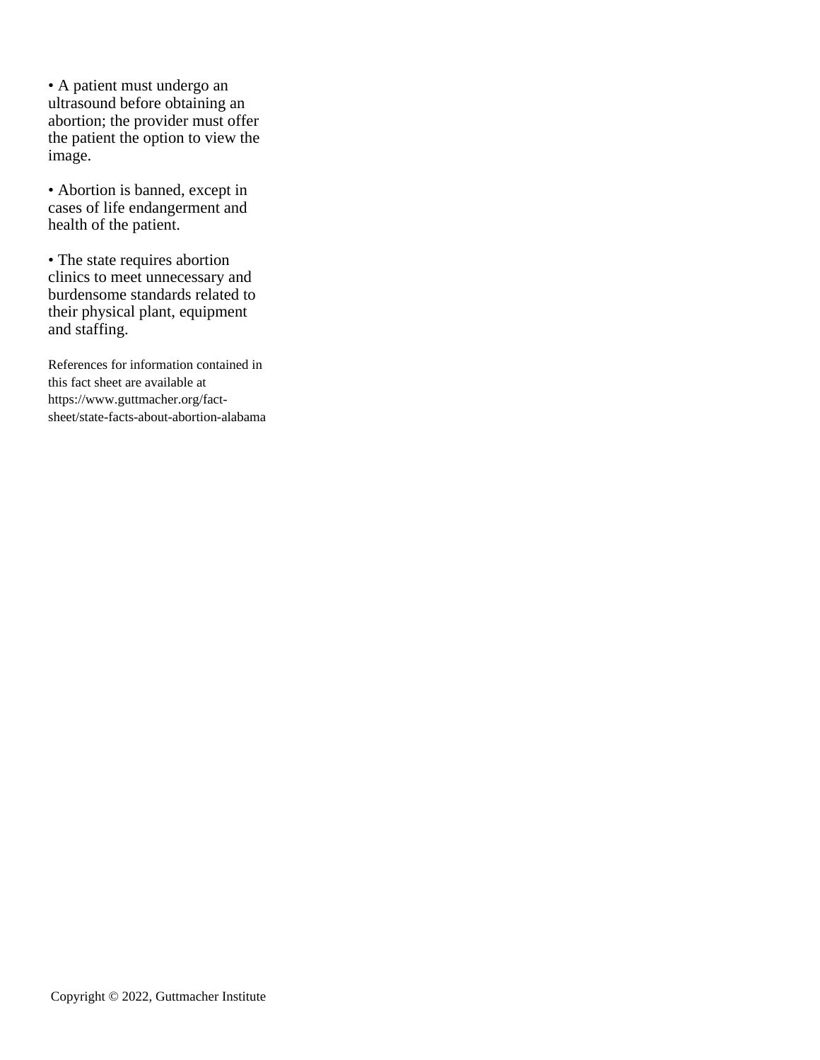- A patient must undergo an ultrasound before obtaining an abortion; the provider must offer the patient the option to view the image.

- Abortion is banned, except in cases of life endangerment and health of the patient.

- The state requires abortion clinics to meet unnecessary and burdensome standards related to their physical plant, equipment and staffing.

References for information contained in this fact sheet are available at https://www.guttmacher.org/fact-sheet/state-facts-about-abortion-alabama

Copyright © 2022, Guttmacher Institute